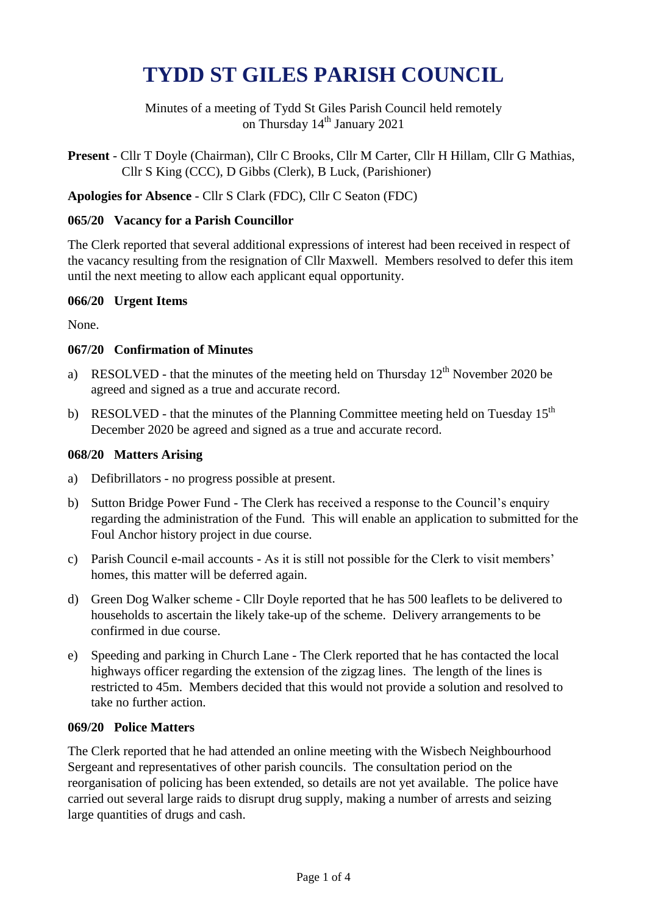# TYDD ST GILES PARISH COUNCIL

Minutes of a meeting of Tydd St Giles Parish Council held remotely on Thursday 14th January 2021

**Present** - Cllr T Doyle (Chairman), Cllr C Brooks, Cllr M Carter, Cllr H Hillam, Cllr G Mathias, Cllr S King (CCC), D Gibbs (Clerk), B Luck, (Parishioner)

**Apologies for Absence** - Cllr S Clark (FDC), Cllr C Seaton (FDC)

### 065/20 Vacancy for a Parish Councillor

The Clerk reported that several additional expressions of interest had been received in respect of the vacancy resulting from the resignation of Cllr Maxwell. Members resolved to defer this item until the next meeting to allow each applicant equal opportunity.

### 066/20 Urgent Items

None.

### 067/20 Confirmation of Minutes

a) RESOLVED - that the minutes of the meeting held on Thursday 12th November 2020 be agreed and signed as a true and accurate record.

b) RESOLVED - that the minutes of the Planning Committee meeting held on Tuesday 15th December 2020 be agreed and signed as a true and accurate record.

### 068/20 Matters Arising

a) Defibrillators - no progress possible at present.

b) Sutton Bridge Power Fund - The Clerk has received a response to the Council's enquiry regarding the administration of the Fund. This will enable an application to submitted for the Foul Anchor history project in due course.

c) Parish Council e-mail accounts - As it is still not possible for the Clerk to visit members' homes, this matter will be deferred again.

d) Green Dog Walker scheme - Cllr Doyle reported that he has 500 leaflets to be delivered to households to ascertain the likely take-up of the scheme. Delivery arrangements to be confirmed in due course.

e) Speeding and parking in Church Lane - The Clerk reported that he has contacted the local highways officer regarding the extension of the zigzag lines. The length of the lines is restricted to 45m. Members decided that this would not provide a solution and resolved to take no further action.

### 069/20 Police Matters

The Clerk reported that he had attended an online meeting with the Wisbech Neighbourhood Sergeant and representatives of other parish councils. The consultation period on the reorganisation of policing has been extended, so details are not yet available. The police have carried out several large raids to disrupt drug supply, making a number of arrests and seizing large quantities of drugs and cash.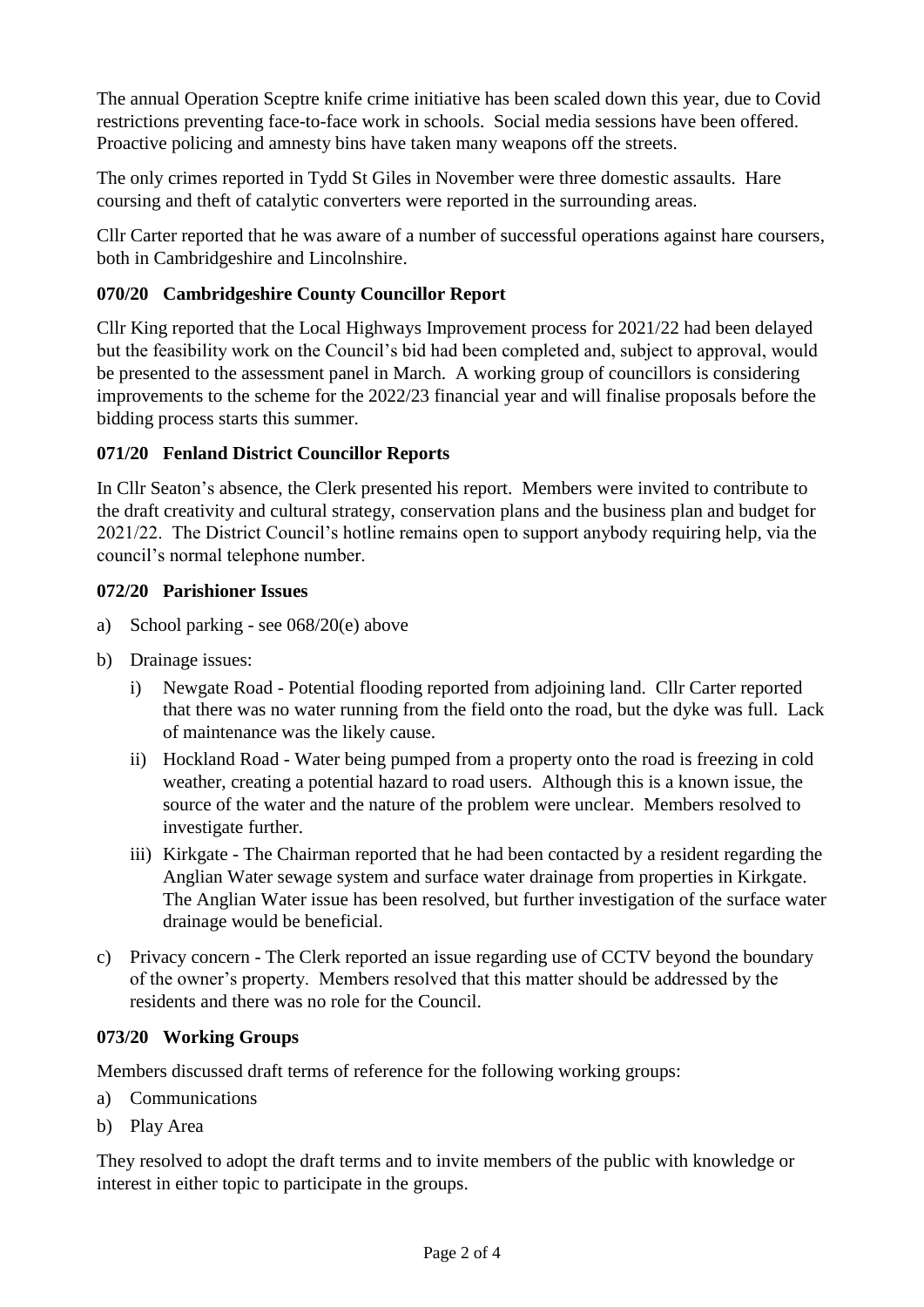The annual Operation Sceptre knife crime initiative has been scaled down this year, due to Covid restrictions preventing face-to-face work in schools. Social media sessions have been offered. Proactive policing and amnesty bins have taken many weapons off the streets.

The only crimes reported in Tydd St Giles in November were three domestic assaults. Hare coursing and theft of catalytic converters were reported in the surrounding areas.

Cllr Carter reported that he was aware of a number of successful operations against hare coursers, both in Cambridgeshire and Lincolnshire.

### 070/20 Cambridgeshire County Councillor Report

Cllr King reported that the Local Highways Improvement process for 2021/22 had been delayed but the feasibility work on the Council's bid had been completed and, subject to approval, would be presented to the assessment panel in March. A working group of councillors is considering improvements to the scheme for the 2022/23 financial year and will finalise proposals before the bidding process starts this summer.

### 071/20 Fenland District Councillor Reports

In Cllr Seaton's absence, the Clerk presented his report. Members were invited to contribute to the draft creativity and cultural strategy, conservation plans and the business plan and budget for 2021/22. The District Council's hotline remains open to support anybody requiring help, via the council's normal telephone number.

### 072/20 Parishioner Issues

a) School parking - see 068/20(e) above

b) Drainage issues:

   i) Newgate Road - Potential flooding reported from adjoining land. Cllr Carter reported that there was no water running from the field onto the road, but the dyke was full. Lack of maintenance was the likely cause.

   ii) Hockland Road - Water being pumped from a property onto the road is freezing in cold weather, creating a potential hazard to road users. Although this is a known issue, the source of the water and the nature of the problem were unclear. Members resolved to investigate further.

   iii) Kirkgate - The Chairman reported that he had been contacted by a resident regarding the Anglian Water sewage system and surface water drainage from properties in Kirkgate. The Anglian Water issue has been resolved, but further investigation of the surface water drainage would be beneficial.

c) Privacy concern - The Clerk reported an issue regarding use of CCTV beyond the boundary of the owner's property. Members resolved that this matter should be addressed by the residents and there was no role for the Council.

### 073/20 Working Groups

Members discussed draft terms of reference for the following working groups:

a) Communications

b) Play Area

They resolved to adopt the draft terms and to invite members of the public with knowledge or interest in either topic to participate in the groups.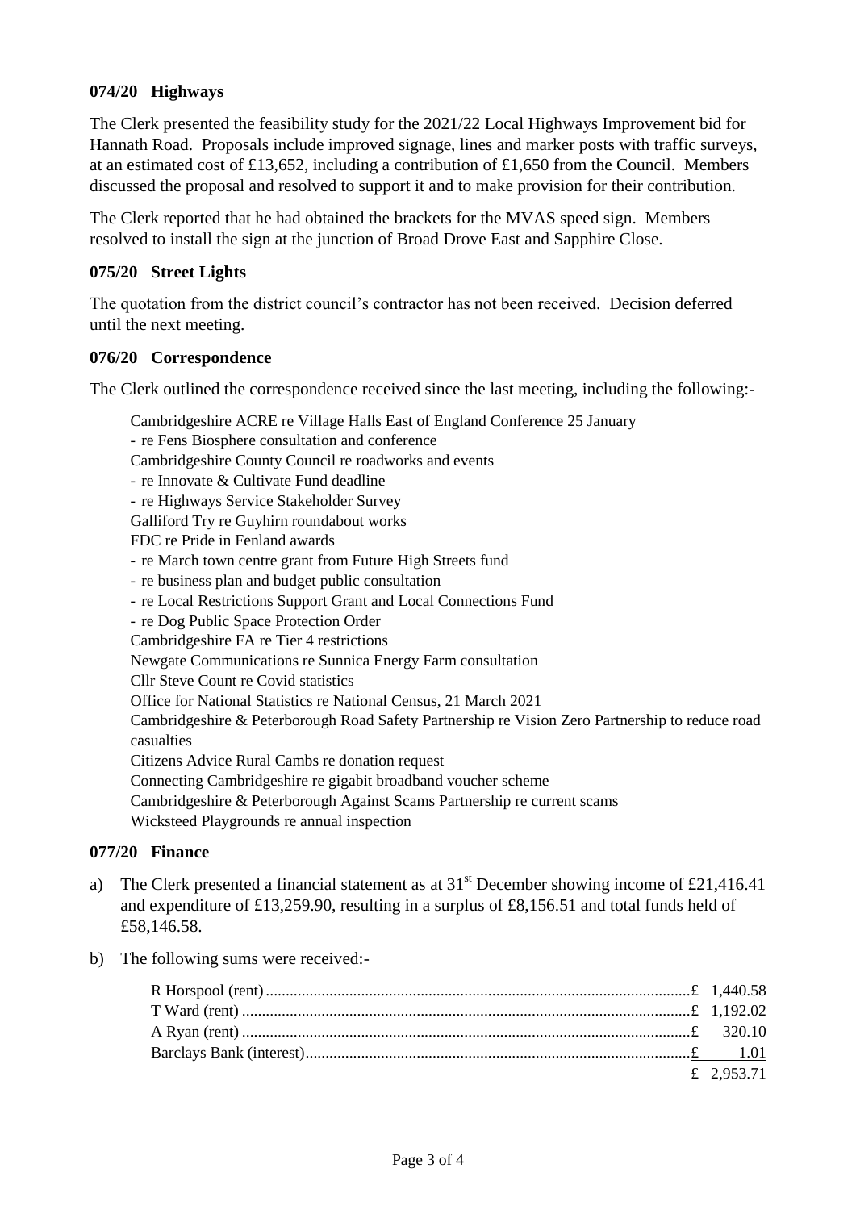### 074/20 Highways

The Clerk presented the feasibility study for the 2021/22 Local Highways Improvement bid for Hannath Road. Proposals include improved signage, lines and marker posts with traffic surveys, at an estimated cost of £13,652, including a contribution of £1,650 from the Council. Members discussed the proposal and resolved to support it and to make provision for their contribution.

The Clerk reported that he had obtained the brackets for the MVAS speed sign. Members resolved to install the sign at the junction of Broad Drove East and Sapphire Close.

### 075/20 Street Lights

The quotation from the district council's contractor has not been received. Decision deferred until the next meeting.

### 076/20 Correspondence

The Clerk outlined the correspondence received since the last meeting, including the following:-

Cambridgeshire ACRE re Village Halls East of England Conference 25 January
- re Fens Biosphere consultation and conference

Cambridgeshire County Council re roadworks and events
- re Innovate & Cultivate Fund deadline
- re Highways Service Stakeholder Survey

Galliford Try re Guyhirn roundabout works

FDC re Pride in Fenland awards
- re March town centre grant from Future High Streets fund
- re business plan and budget public consultation
- re Local Restrictions Support Grant and Local Connections Fund
- re Dog Public Space Protection Order

Cambridgeshire FA re Tier 4 restrictions

Newgate Communications re Sunnica Energy Farm consultation

Cllr Steve Count re Covid statistics

Office for National Statistics re National Census, 21 March 2021

Cambridgeshire & Peterborough Road Safety Partnership re Vision Zero Partnership to reduce road casualties

Citizens Advice Rural Cambs re donation request

Connecting Cambridgeshire re gigabit broadband voucher scheme

Cambridgeshire & Peterborough Against Scams Partnership re current scams

Wicksteed Playgrounds re annual inspection

### 077/20 Finance

a) The Clerk presented a financial statement as at 31st December showing income of £21,416.41 and expenditure of £13,259.90, resulting in a surplus of £8,156.51 and total funds held of £58,146.58.

b) The following sums were received:-

| | |
|---|---|
| R Horspool (rent) | £ 1,440.58 |
| T Ward (rent) | £ 1,192.02 |
| A Ryan (rent) | £ 320.10 |
| Barclays Bank (interest) | £ 1.01 |
| | £ 2,953.71 |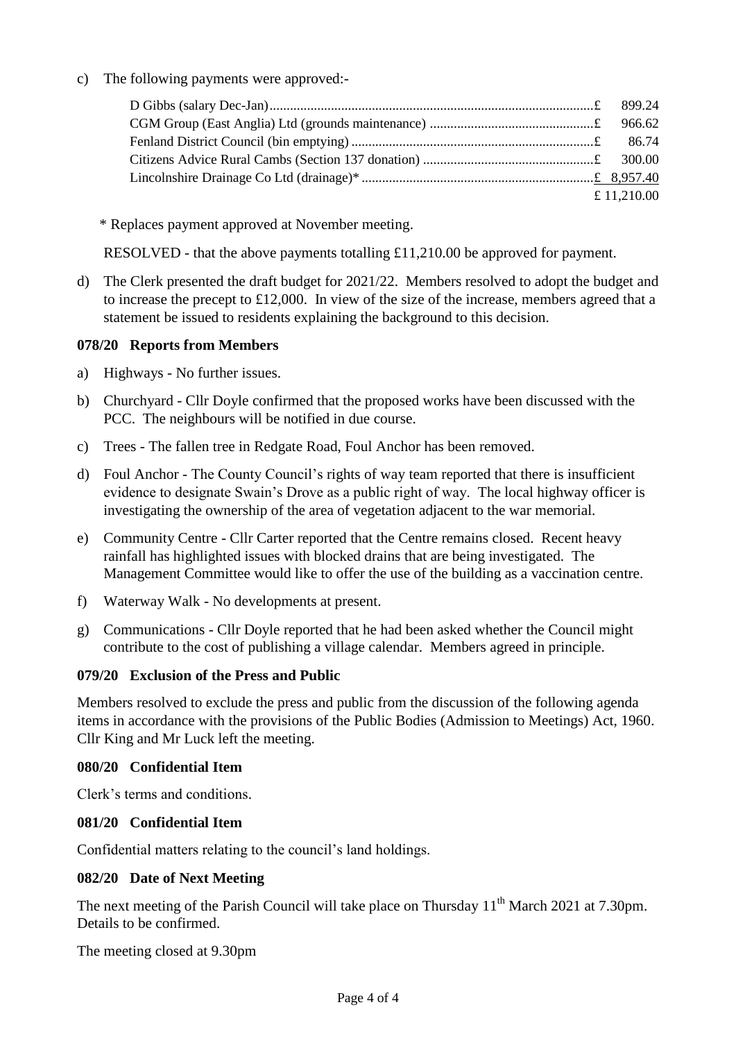c) The following payments were approved:-

| | | |
|---|---|---|
| D Gibbs (salary Dec-Jan) | £ | 899.24 |
| CGM Group (East Anglia) Ltd (grounds maintenance) | £ | 966.62 |
| Fenland District Council (bin emptying) | £ | 86.74 |
| Citizens Advice Rural Cambs (Section 137 donation) | £ | 300.00 |
| Lincolnshire Drainage Co Ltd (drainage)* | £ | 8,957.40 |
| | | £ 11,210.00 |

\* Replaces payment approved at November meeting.

RESOLVED - that the above payments totalling £11,210.00 be approved for payment.

d) The Clerk presented the draft budget for 2021/22. Members resolved to adopt the budget and to increase the precept to £12,000. In view of the size of the increase, members agreed that a statement be issued to residents explaining the background to this decision.

### 078/20 Reports from Members

a) Highways - No further issues.

b) Churchyard - Cllr Doyle confirmed that the proposed works have been discussed with the PCC. The neighbours will be notified in due course.

c) Trees - The fallen tree in Redgate Road, Foul Anchor has been removed.

d) Foul Anchor - The County Council's rights of way team reported that there is insufficient evidence to designate Swain's Drove as a public right of way. The local highway officer is investigating the ownership of the area of vegetation adjacent to the war memorial.

e) Community Centre - Cllr Carter reported that the Centre remains closed. Recent heavy rainfall has highlighted issues with blocked drains that are being investigated. The Management Committee would like to offer the use of the building as a vaccination centre.

f) Waterway Walk - No developments at present.

g) Communications - Cllr Doyle reported that he had been asked whether the Council might contribute to the cost of publishing a village calendar. Members agreed in principle.

### 079/20 Exclusion of the Press and Public

Members resolved to exclude the press and public from the discussion of the following agenda items in accordance with the provisions of the Public Bodies (Admission to Meetings) Act, 1960. Cllr King and Mr Luck left the meeting.

### 080/20 Confidential Item

Clerk's terms and conditions.

### 081/20 Confidential Item

Confidential matters relating to the council's land holdings.

### 082/20 Date of Next Meeting

The next meeting of the Parish Council will take place on Thursday 11th March 2021 at 7.30pm. Details to be confirmed.

The meeting closed at 9.30pm